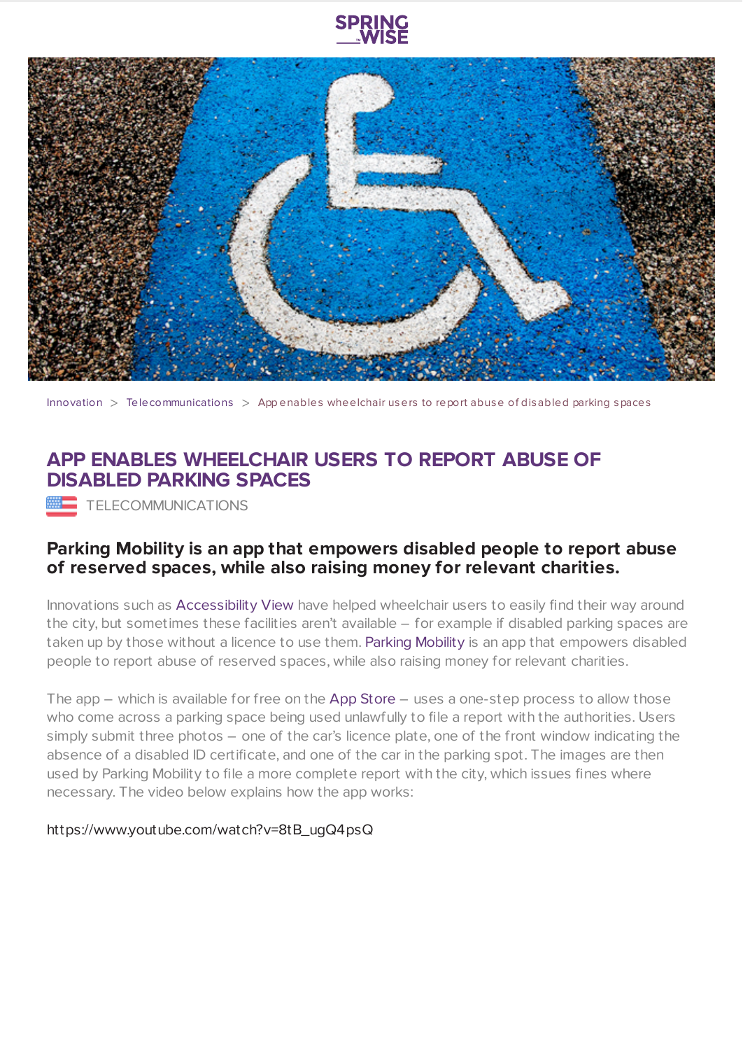Innovation > Telecommunications > App enables wheelchair users to report abuse of disabled parking spaces

# APP ENABLES WHEELCHAIR USERS TO REPORT ABUSE OF DISABLED PARKING SPACES

TELECOMMUNICATIONS

**Parking Mobility is an app that empowers disabled people to report abuse of reserved spaces, while also raising money for relevant charities.**

Innovations such as Accessibility View have helped wheelchair users to easily find their way around the city, but sometimes these facilities aren't available – for example if disabled parking spaces are taken up by those without a licence to use them. Parking Mobility is an app that empowers disabled people to report abuse of reserved spaces, while also raising money for relevant charities.

The app – which is available for free on the App Store – uses a one-step process to allow those who come across a parking space being used unlawfully to file a report with the authorities. Users simply submit three photos – one of the car's licence plate, one of the front window indicating the absence of a disabled ID certificate, and one of the car in the parking spot. The images are then used by Parking Mobility to file a more complete report with the city, which issues fines where necessary. The video below explains how the app works:

https://www.youtube.com/watch?v=8tB_ugQ4psQ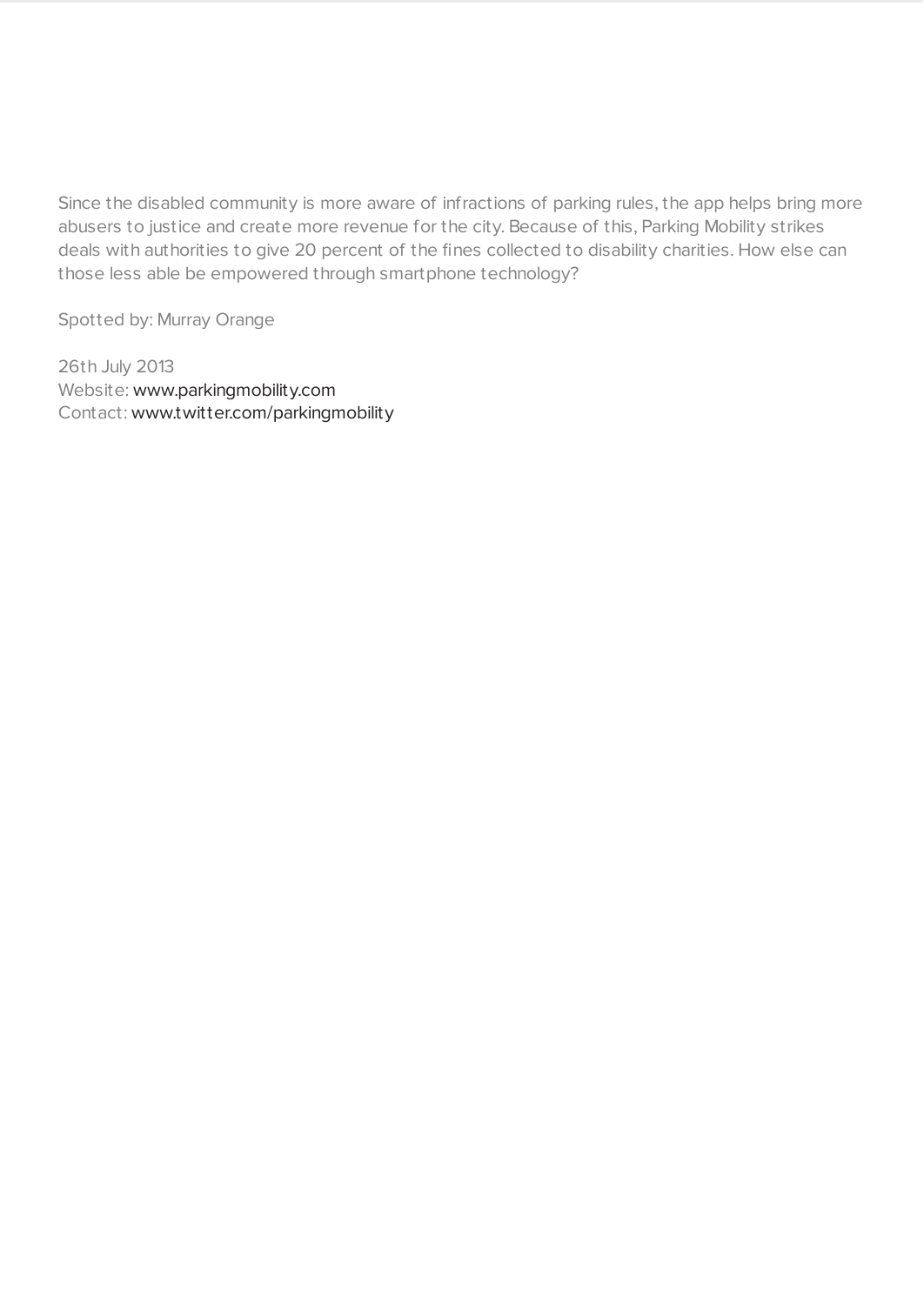Since the disabled community is more aware of infractions of parking rules, the app helps bring more abusers to justice and create more revenue for the city. Because of this, Parking Mobility strikes deals with authorities to give 20 percent of the fines collected to disability charities. How else can those less able be empowered through smartphone technology?

Spotted by: Murray Orange

26th July 2013
Website: www.parkingmobility.com
Contact: www.twitter.com/parkingmobility